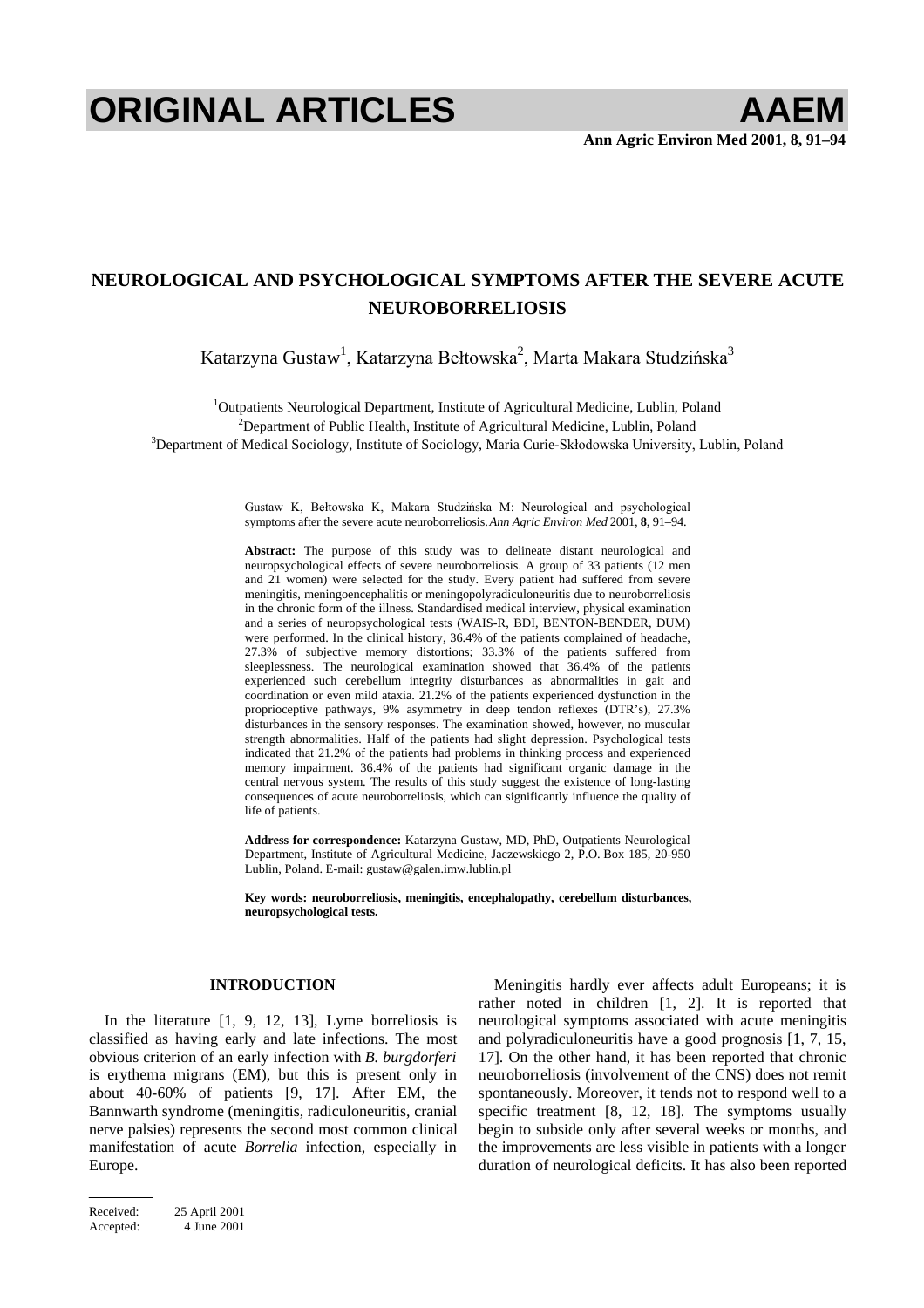# NEUROLOGICAL AND PSYCHOLOGICAL SYMPTOMS AFTER THE SEVERE ACUTE NEUROBORRELIOSIS

Katarzyna Gustaw[1], Katarzyna Bełtowska[2], Marta Makara Studzińska[3]

[1]Outpatients Neurological Department, Institute of Agricultural Medicine, Lublin, Poland
[2]Department of Public Health, Institute of Agricultural Medicine, Lublin, Poland
[3]Department of Medical Sociology, Institute of Sociology, Maria Curie-Skłodowska University, Lublin, Poland

Gustaw K, Bełtowska K, Makara Studzińska M: Neurological and psychological symptoms after the severe acute neuroborreliosis. *Ann Agric Environ Med* 2001, **8**, 91–94.

**Abstract:** The purpose of this study was to delineate distant neurological and neuropsychological effects of severe neuroborreliosis. A group of 33 patients (12 men and 21 women) were selected for the study. Every patient had suffered from severe meningitis, meningoencephalitis or meningopolyradiculoneuritis due to neuroborreliosis in the chronic form of the illness. Standardised medical interview, physical examination and a series of neuropsychological tests (WAIS-R, BDI, BENTON-BENDER, DUM) were performed. In the clinical history, 36.4% of the patients complained of headache, 27.3% of subjective memory distortions; 33.3% of the patients suffered from sleeplessness. The neurological examination showed that 36.4% of the patients experienced such cerebellum integrity disturbances as abnormalities in gait and coordination or even mild ataxia. 21.2% of the patients experienced dysfunction in the proprioceptive pathways, 9% asymmetry in deep tendon reflexes (DTR's), 27.3% disturbances in the sensory responses. The examination showed, however, no muscular strength abnormalities. Half of the patients had slight depression. Psychological tests indicated that 21.2% of the patients had problems in thinking process and experienced memory impairment. 36.4% of the patients had significant organic damage in the central nervous system. The results of this study suggest the existence of long-lasting consequences of acute neuroborreliosis, which can significantly influence the quality of life of patients.

**Address for correspondence:** Katarzyna Gustaw, MD, PhD, Outpatients Neurological Department, Institute of Agricultural Medicine, Jaczewskiego 2, P.O. Box 185, 20-950 Lublin, Poland. E-mail: gustaw@galen.imw.lublin.pl

**Key words: neuroborreliosis, meningitis, encephalopathy, cerebellum disturbances, neuropsychological tests.**

## INTRODUCTION

In the literature [1, 9, 12, 13], Lyme borreliosis is classified as having early and late infections. The most obvious criterion of an early infection with *B. burgdorferi* is erythema migrans (EM), but this is present only in about 40-60% of patients [9, 17]. After EM, the Bannwarth syndrome (meningitis, radiculoneuritis, cranial nerve palsies) represents the second most common clinical manifestation of acute *Borrelia* infection, especially in Europe.

Meningitis hardly ever affects adult Europeans; it is rather noted in children [1, 2]. It is reported that neurological symptoms associated with acute meningitis and polyradiculoneuritis have a good prognosis [1, 7, 15, 17]. On the other hand, it has been reported that chronic neuroborreliosis (involvement of the CNS) does not remit spontaneously. Moreover, it tends not to respond well to a specific treatment [8, 12, 18]. The symptoms usually begin to subside only after several weeks or months, and the improvements are less visible in patients with a longer duration of neurological deficits. It has also been reported

Received: 25 April 2001
Accepted: 4 June 2001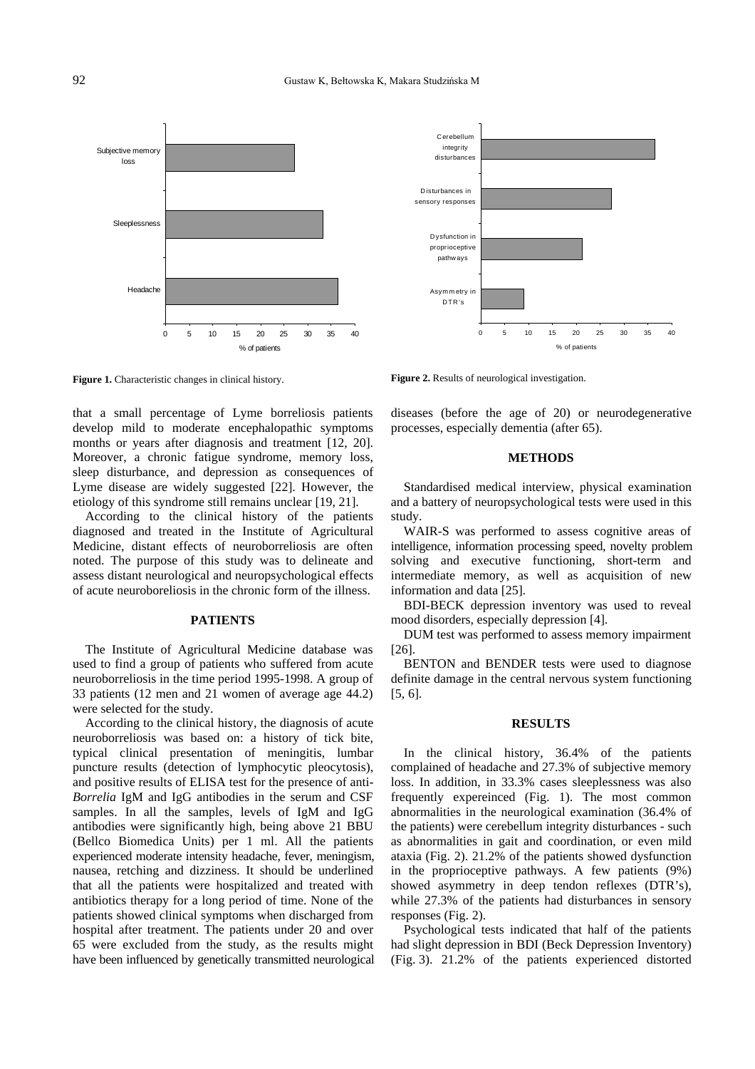Figure 1. Characteristic changes in clinical history.

Figure 2. Results of neurological investigation.

that a small percentage of Lyme borreliosis patients develop mild to moderate encephalopathic symptoms months or years after diagnosis and treatment [12, 20]. Moreover, a chronic fatigue syndrome, memory loss, sleep disturbance, and depression as consequences of Lyme disease are widely suggested [22]. However, the etiology of this syndrome still remains unclear [19, 21].

According to the clinical history of the patients diagnosed and treated in the Institute of Agricultural Medicine, distant effects of neuroborreliosis are often noted. The purpose of this study was to delineate and assess distant neurological and neuropsychological effects of acute neuroboreliosis in the chronic form of the illness.

## PATIENTS

The Institute of Agricultural Medicine database was used to find a group of patients who suffered from acute neuroborreliosis in the time period 1995-1998. A group of 33 patients (12 men and 21 women of average age 44.2) were selected for the study.

According to the clinical history, the diagnosis of acute neuroborreliosis was based on: a history of tick bite, typical clinical presentation of meningitis, lumbar puncture results (detection of lymphocytic pleocytosis), and positive results of ELISA test for the presence of anti-*Borrelia* IgM and IgG antibodies in the serum and CSF samples. In all the samples, levels of IgM and IgG antibodies were significantly high, being above 21 BBU (Bellco Biomedica Units) per 1 ml. All the patients experienced moderate intensity headache, fever, meningism, nausea, retching and dizziness. It should be underlined that all the patients were hospitalized and treated with antibiotics therapy for a long period of time. None of the patients showed clinical symptoms when discharged from hospital after treatment. The patients under 20 and over 65 were excluded from the study, as the results might have been influenced by genetically transmitted neurological diseases (before the age of 20) or neurodegenerative processes, especially dementia (after 65).

## METHODS

Standardised medical interview, physical examination and a battery of neuropsychological tests were used in this study.

WAIR-S was performed to assess cognitive areas of intelligence, information processing speed, novelty problem solving and executive functioning, short-term and intermediate memory, as well as acquisition of new information and data [25].

BDI-BECK depression inventory was used to reveal mood disorders, especially depression [4].

DUM test was performed to assess memory impairment [26].

BENTON and BENDER tests were used to diagnose definite damage in the central nervous system functioning [5, 6].

## RESULTS

In the clinical history, 36.4% of the patients complained of headache and 27.3% of subjective memory loss. In addition, in 33.3% cases sleeplessness was also frequently expereinced (Fig. 1). The most common abnormalities in the neurological examination (36.4% of the patients) were cerebellum integrity disturbances - such as abnormalities in gait and coordination, or even mild ataxia (Fig. 2). 21.2% of the patients showed dysfunction in the proprioceptive pathways. A few patients (9%) showed asymmetry in deep tendon reflexes (DTR's), while 27.3% of the patients had disturbances in sensory responses (Fig. 2).

Psychological tests indicated that half of the patients had slight depression in BDI (Beck Depression Inventory) (Fig. 3). 21.2% of the patients experienced distorted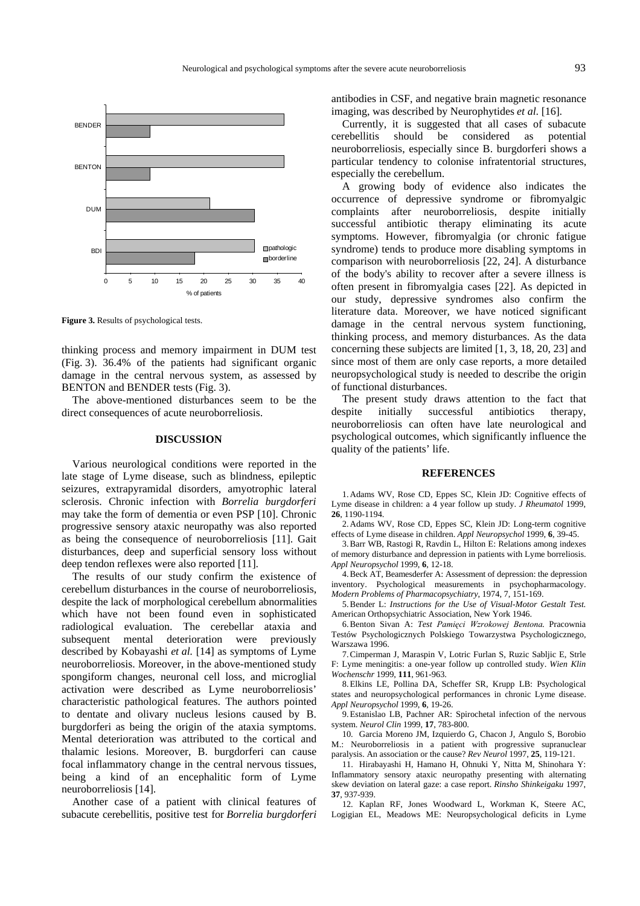**Figure 3.** Results of psychological tests.

thinking process and memory impairment in DUM test (Fig. 3). 36.4% of the patients had significant organic damage in the central nervous system, as assessed by BENTON and BENDER tests (Fig. 3).

The above-mentioned disturbances seem to be the direct consequences of acute neuroborreliosis.

## DISCUSSION

Various neurological conditions were reported in the late stage of Lyme disease, such as blindness, epileptic seizures, extrapyramidal disorders, amyotrophic lateral sclerosis. Chronic infection with *Borrelia burgdorferi* may take the form of dementia or even PSP [10]. Chronic progressive sensory ataxic neuropathy was also reported as being the consequence of neuroborreliosis [11]. Gait disturbances, deep and superficial sensory loss without deep tendon reflexes were also reported [11].

The results of our study confirm the existence of cerebellum disturbances in the course of neuroborreliosis, despite the lack of morphological cerebellum abnormalities which have not been found even in sophisticated radiological evaluation. The cerebellar ataxia and subsequent mental deterioration were previously described by Kobayashi *et al.* [14] as symptoms of Lyme neuroborreliosis. Moreover, in the above-mentioned study spongiform changes, neuronal cell loss, and microglial activation were described as Lyme neuroborreliosis' characteristic pathological features. The authors pointed to dentate and olivary nucleus lesions caused by B. burgdorferi as being the origin of the ataxia symptoms. Mental deterioration was attributed to the cortical and thalamic lesions. Moreover, B. burgdorferi can cause focal inflammatory change in the central nervous tissues, being a kind of an encephalitic form of Lyme neuroborreliosis [14].

Another case of a patient with clinical features of subacute cerebellitis, positive test for *Borrelia burgdorferi* antibodies in CSF, and negative brain magnetic resonance imaging, was described by Neurophytides *et al.* [16].

Currently, it is suggested that all cases of subacute cerebellitis should be considered as potential neuroborreliosis, especially since B. burgdorferi shows a particular tendency to colonise infratentorial structures, especially the cerebellum.

A growing body of evidence also indicates the occurrence of depressive syndrome or fibromyalgic complaints after neuroborreliosis, despite initially successful antibiotic therapy eliminating its acute symptoms. However, fibromyalgia (or chronic fatigue syndrome) tends to produce more disabling symptoms in comparison with neuroborreliosis [22, 24]. A disturbance of the body's ability to recover after a severe illness is often present in fibromyalgia cases [22]. As depicted in our study, depressive syndromes also confirm the literature data. Moreover, we have noticed significant damage in the central nervous system functioning, thinking process, and memory disturbances. As the data concerning these subjects are limited [1, 3, 18, 20, 23] and since most of them are only case reports, a more detailed neuropsychological study is needed to describe the origin of functional disturbances.

The present study draws attention to the fact that despite initially successful antibiotics therapy, neuroborreliosis can often have late neurological and psychological outcomes, which significantly influence the quality of the patients' life.

## REFERENCES

1. Adams WV, Rose CD, Eppes SC, Klein JD: Cognitive effects of Lyme disease in children: a 4 year follow up study. *J Rheumatol* 1999, **26**, 1190-1194.
2. Adams WV, Rose CD, Eppes SC, Klein JD: Long-term cognitive effects of Lyme disease in children. *Appl Neuropsychol* 1999, **6**, 39-45.
3. Barr WB, Rastogi R, Ravdin L, Hilton E: Relations among indexes of memory disturbance and depression in patients with Lyme borreliosis. *Appl Neuropsychol* 1999, **6**, 12-18.
4. Beck AT, Beamesderfer A: Assessment of depression: the depression inventory. Psychological measurements in psychopharmacology. *Modern Problems of Pharmacopsychiatry*, 1974, 7, 151-169.
5. Bender L: *Instructions for the Use of Visual-Motor Gestalt Test.* American Orthopsychiatric Association, New York 1946.
6. Benton Sivan A: *Test Pamięci Wzrokowej Bentona.* Pracownia Testów Psychologicznych Polskiego Towarzystwa Psychologicznego, Warszawa 1996.
7. Cimperman J, Maraspin V, Lotric Furlan S, Ruzic Sabljic E, Strle F: Lyme meningitis: a one-year follow up controlled study. *Wien Klin Wochenschr* 1999, **111**, 961-963.
8. Elkins LE, Pollina DA, Scheffer SR, Krupp LB: Psychological states and neuropsychological performances in chronic Lyme disease. *Appl Neuropsychol* 1999, **6**, 19-26.
9. Estanislao LB, Pachner AR: Spirochetal infection of the nervous system. *Neurol Clin* 1999, **17**, 783-800.
10. Garcia Moreno JM, Izquierdo G, Chacon J, Angulo S, Borobio M.: Neuroborreliosis in a patient with progressive supranuclear paralysis. An association or the cause? *Rev Neurol* 1997, **25**, 119-121.
11. Hirabayashi H, Hamano H, Ohnuki Y, Nitta M, Shinohara Y: Inflammatory sensory ataxic neuropathy presenting with alternating skew deviation on lateral gaze: a case report. *Rinsho Shinkeigaku* 1997, **37**, 937-939.
12. Kaplan RF, Jones Woodward L, Workman K, Steere AC, Logigian EL, Meadows ME: Neuropsychological deficits in Lyme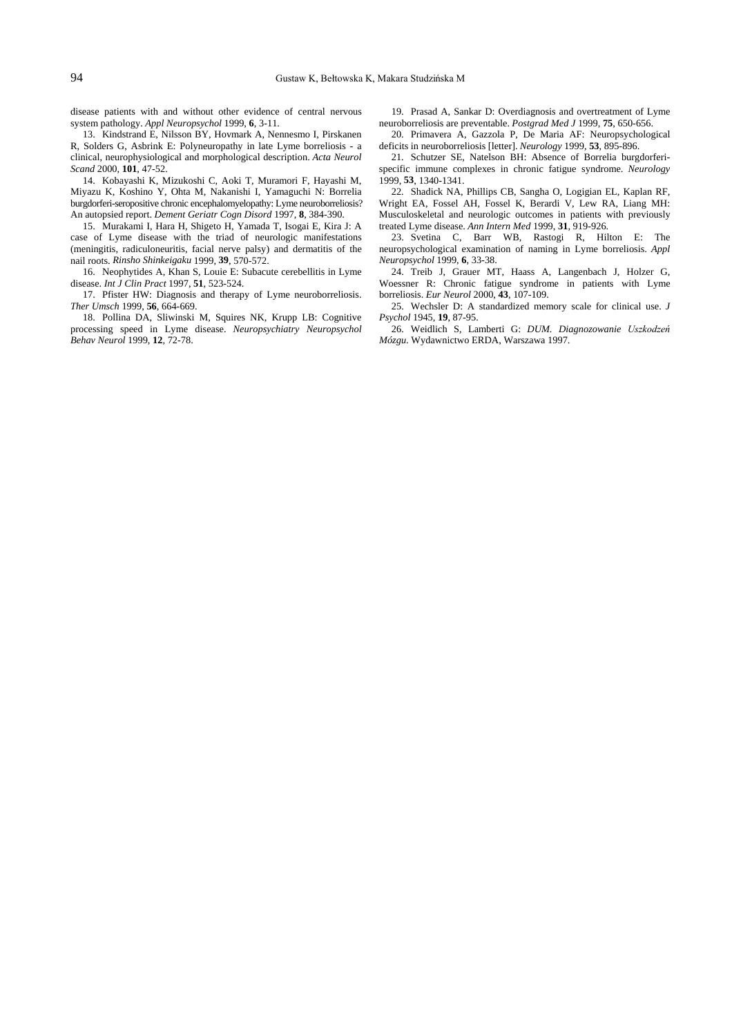disease patients with and without other evidence of central nervous system pathology. *Appl Neuropsychol* 1999, **6**, 3-11.

13. Kindstrand E, Nilsson BY, Hovmark A, Nennesmo I, Pirskanen R, Solders G, Asbrink E: Polyneuropathy in late Lyme borreliosis - a clinical, neurophysiological and morphological description. *Acta Neurol Scand* 2000, **101**, 47-52.

14. Kobayashi K, Mizukoshi C, Aoki T, Muramori F, Hayashi M, Miyazu K, Koshino Y, Ohta M, Nakanishi I, Yamaguchi N: Borrelia burgdorferi-seropositive chronic encephalomyelopathy: Lyme neuroborreliosis? An autopsied report. *Dement Geriatr Cogn Disord* 1997, **8**, 384-390.

15. Murakami I, Hara H, Shigeto H, Yamada T, Isogai E, Kira J: A case of Lyme disease with the triad of neurologic manifestations (meningitis, radiculoneuritis, facial nerve palsy) and dermatitis of the nail roots. *Rinsho Shinkeigaku* 1999, **39**, 570-572.

16. Neophytides A, Khan S, Louie E: Subacute cerebellitis in Lyme disease. *Int J Clin Pract* 1997, **51**, 523-524.

17. Pfister HW: Diagnosis and therapy of Lyme neuroborreliosis. *Ther Umsch* 1999, **56**, 664-669.

18. Pollina DA, Sliwinski M, Squires NK, Krupp LB: Cognitive processing speed in Lyme disease. *Neuropsychiatry Neuropsychol Behav Neurol* 1999, **12**, 72-78.

19. Prasad A, Sankar D: Overdiagnosis and overtreatment of Lyme neuroborreliosis are preventable. *Postgrad Med J* 1999, **75**, 650-656.

20. Primavera A, Gazzola P, De Maria AF: Neuropsychological deficits in neuroborreliosis [letter]. *Neurology* 1999, **53**, 895-896.

21. Schutzer SE, Natelson BH: Absence of Borrelia burgdorferi-specific immune complexes in chronic fatigue syndrome. *Neurology* 1999, **53**, 1340-1341.

22. Shadick NA, Phillips CB, Sangha O, Logigian EL, Kaplan RF, Wright EA, Fossel AH, Fossel K, Berardi V, Lew RA, Liang MH: Musculoskeletal and neurologic outcomes in patients with previously treated Lyme disease. *Ann Intern Med* 1999, **31**, 919-926.

23. Svetina C, Barr WB, Rastogi R, Hilton E: The neuropsychological examination of naming in Lyme borreliosis. *Appl Neuropsychol* 1999, **6**, 33-38.

24. Treib J, Grauer MT, Haass A, Langenbach J, Holzer G, Woessner R: Chronic fatigue syndrome in patients with Lyme borreliosis. *Eur Neurol* 2000, **43**, 107-109.

25. Wechsler D: A standardized memory scale for clinical use. *J Psychol* 1945, **19**, 87-95.

26. Weidlich S, Lamberti G: *DUM. Diagnozowanie Uszkodzeń Mózgu.* Wydawnictwo ERDA, Warszawa 1997.